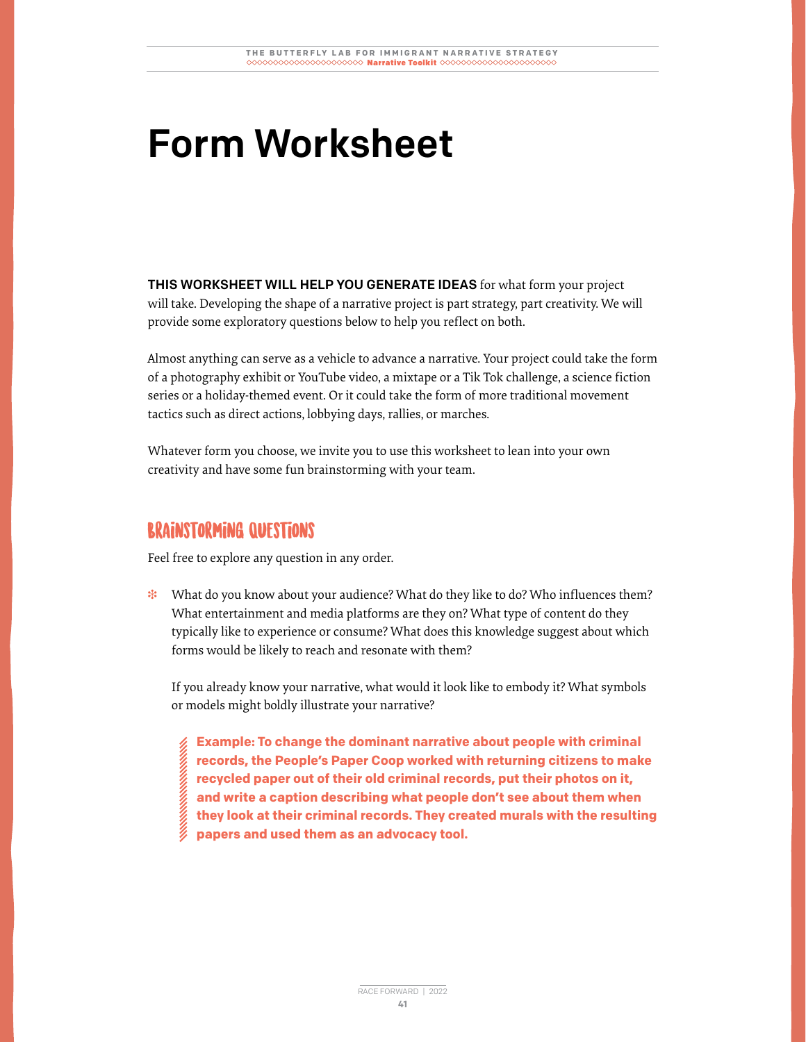# Form Worksheet

**THIS WORKSHEET WILL HELP YOU GENERATE IDEAS** for what form your project will take. Developing the shape of a narrative project is part strategy, part creativity. We will provide some exploratory questions below to help you reflect on both.

Almost anything can serve as a vehicle to advance a narrative. Your project could take the form of a photography exhibit or YouTube video, a mixtape or a Tik Tok challenge, a science fiction series or a holiday-themed event. Or it could take the form of more traditional movement tactics such as direct actions, lobbying days, rallies, or marches.

Whatever form you choose, we invite you to use this worksheet to lean into your own creativity and have some fun brainstorming with your team.

## BRAINSTORMING QUESTIONS

Feel free to explore any question in any order.

- What do you know about your audience? What do they like to do? Who influences them? What entertainment and media platforms are they on? What type of content do they typically like to experience or consume? What does this knowledge suggest about which forms would be likely to reach and resonate with them?

  If you already know your narrative, what would it look like to embody it? What symbols or models might boldly illustrate your narrative?

  > **Example: To change the dominant narrative about people with criminal records, the People's Paper Coop worked with returning citizens to make recycled paper out of their old criminal records, put their photos on it, and write a caption describing what people don't see about them when they look at their criminal records. They created murals with the resulting papers and used them as an advocacy tool.**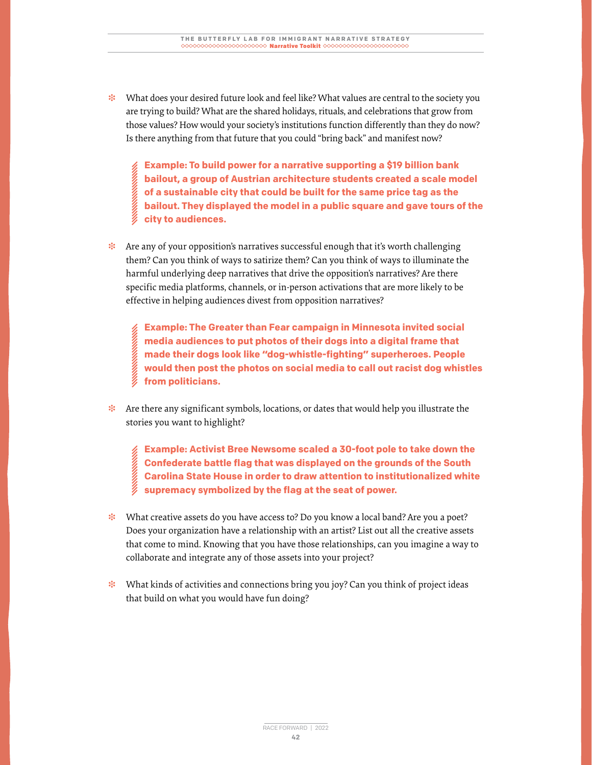- What does your desired future look and feel like? What values are central to the society you are trying to build? What are the shared holidays, rituals, and celebrations that grow from those values? How would your society's institutions function differently than they do now? Is there anything from that future that you could "bring back" and manifest now?

  **Example: To build power for a narrative supporting a $19 billion bank bailout, a group of Austrian architecture students created a scale model of a sustainable city that could be built for the same price tag as the bailout. They displayed the model in a public square and gave tours of the city to audiences.**

- Are any of your opposition's narratives successful enough that it's worth challenging them? Can you think of ways to satirize them? Can you think of ways to illuminate the harmful underlying deep narratives that drive the opposition's narratives? Are there specific media platforms, channels, or in-person activations that are more likely to be effective in helping audiences divest from opposition narratives?

  **Example: The Greater than Fear campaign in Minnesota invited social media audiences to put photos of their dogs into a digital frame that made their dogs look like "dog-whistle-fighting" superheroes. People would then post the photos on social media to call out racist dog whistles from politicians.**

- Are there any significant symbols, locations, or dates that would help you illustrate the stories you want to highlight?

  **Example: Activist Bree Newsome scaled a 30-foot pole to take down the Confederate battle flag that was displayed on the grounds of the South Carolina State House in order to draw attention to institutionalized white supremacy symbolized by the flag at the seat of power.**

- What creative assets do you have access to? Do you know a local band? Are you a poet? Does your organization have a relationship with an artist? List out all the creative assets that come to mind. Knowing that you have those relationships, can you imagine a way to collaborate and integrate any of those assets into your project?

- What kinds of activities and connections bring you joy? Can you think of project ideas that build on what you would have fun doing?